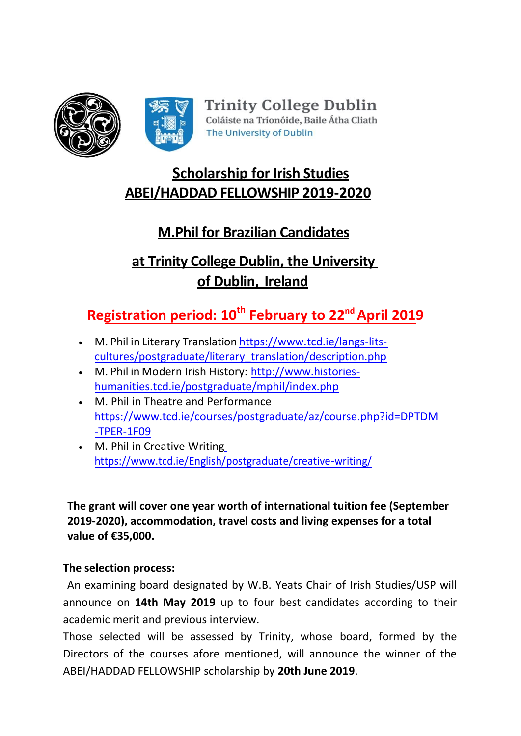Trinity College Dublin
Coláiste na Tríonóide, Baile Átha Cliath
The University of Dublin

# Scholarship for Irish Studies
# ABEI/HADDAD FELLOWSHIP 2019-2020

## M.Phil for Brazilian Candidates

## at Trinity College Dublin, the University of Dublin, Ireland

## Registration period: 10th February to 22nd April 2019

- M. Phil in Literary Translation https://www.tcd.ie/langs-lits-cultures/postgraduate/literary_translation/description.php
- M. Phil in Modern Irish History: http://www.histories-humanities.tcd.ie/postgraduate/mphil/index.php
- M. Phil in Theatre and Performance https://www.tcd.ie/courses/postgraduate/az/course.php?id=DPTDM-TPER-1F09
- M. Phil in Creative Writing https://www.tcd.ie/English/postgraduate/creative-writing/

**The grant will cover one year worth of international tuition fee (September 2019-2020), accommodation, travel costs and living expenses for a total value of €35,000.**

**The selection process:**

An examining board designated by W.B. Yeats Chair of Irish Studies/USP will announce on **14th May 2019** up to four best candidates according to their academic merit and previous interview.

Those selected will be assessed by Trinity, whose board, formed by the Directors of the courses afore mentioned, will announce the winner of the ABEI/HADDAD FELLOWSHIP scholarship by **20th June 2019**.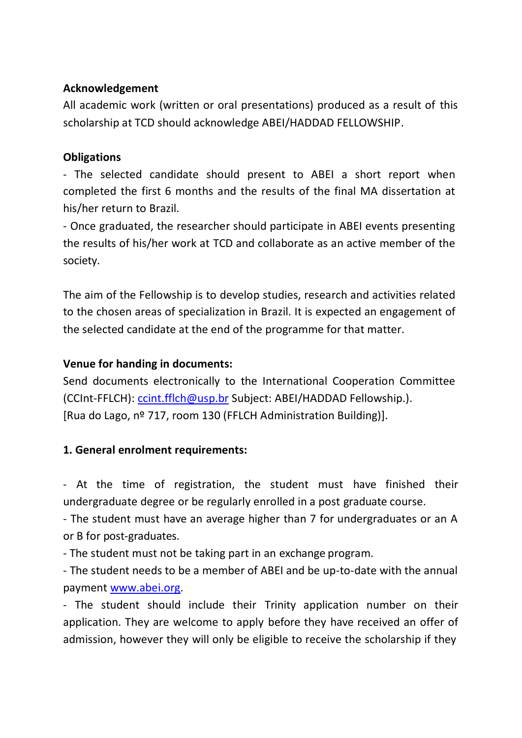**Acknowledgement**

All academic work (written or oral presentations) produced as a result of this scholarship at TCD should acknowledge ABEI/HADDAD FELLOWSHIP.

**Obligations**

- The selected candidate should present to ABEI a short report when completed the first 6 months and the results of the final MA dissertation at his/her return to Brazil.
- Once graduated, the researcher should participate in ABEI events presenting the results of his/her work at TCD and collaborate as an active member of the society.

The aim of the Fellowship is to develop studies, research and activities related to the chosen areas of specialization in Brazil. It is expected an engagement of the selected candidate at the end of the programme for that matter.

**Venue for handing in documents:**

Send documents electronically to the International Cooperation Committee (CCInt-FFLCH): ccint.fflch@usp.br Subject: ABEI/HADDAD Fellowship.). [Rua do Lago, nº 717, room 130 (FFLCH Administration Building)].

**1. General enrolment requirements:**

- At the time of registration, the student must have finished their undergraduate degree or be regularly enrolled in a post graduate course.
- The student must have an average higher than 7 for undergraduates or an A or B for post-graduates.
- The student must not be taking part in an exchange program.
- The student needs to be a member of ABEI and be up-to-date with the annual payment www.abei.org.
- The student should include their Trinity application number on their application. They are welcome to apply before they have received an offer of admission, however they will only be eligible to receive the scholarship if they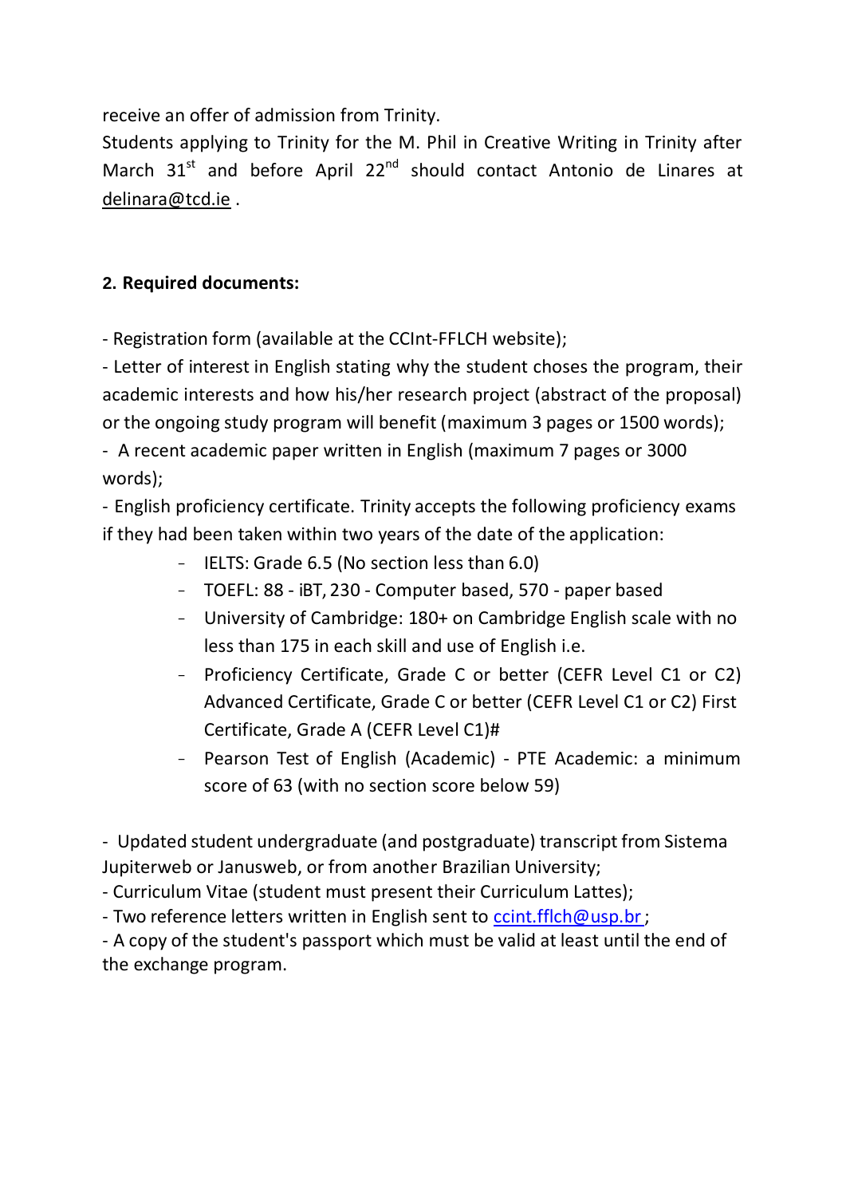receive an offer of admission from Trinity.

Students applying to Trinity for the M. Phil in Creative Writing in Trinity after March 31st and before April 22nd should contact Antonio de Linares at delinara@tcd.ie .

**2. Required documents:**

- Registration form (available at the CCInt-FFLCH website);
- Letter of interest in English stating why the student choses the program, their academic interests and how his/her research project (abstract of the proposal) or the ongoing study program will benefit (maximum 3 pages or 1500 words);
- A recent academic paper written in English (maximum 7 pages or 3000 words);
- English proficiency certificate. Trinity accepts the following proficiency exams if they had been taken within two years of the date of the application:
    - IELTS: Grade 6.5 (No section less than 6.0)
    - TOEFL: 88 - iBT, 230 - Computer based, 570 - paper based
    - University of Cambridge: 180+ on Cambridge English scale with no less than 175 in each skill and use of English i.e.
    - Proficiency Certificate, Grade C or better (CEFR Level C1 or C2) Advanced Certificate, Grade C or better (CEFR Level C1 or C2) First Certificate, Grade A (CEFR Level C1)#
    - Pearson Test of English (Academic) - PTE Academic: a minimum score of 63 (with no section score below 59)

- Updated student undergraduate (and postgraduate) transcript from Sistema Jupiterweb or Janusweb, or from another Brazilian University;
- Curriculum Vitae (student must present their Curriculum Lattes);
- Two reference letters written in English sent to ccint.fflch@usp.br ;
- A copy of the student's passport which must be valid at least until the end of the exchange program.